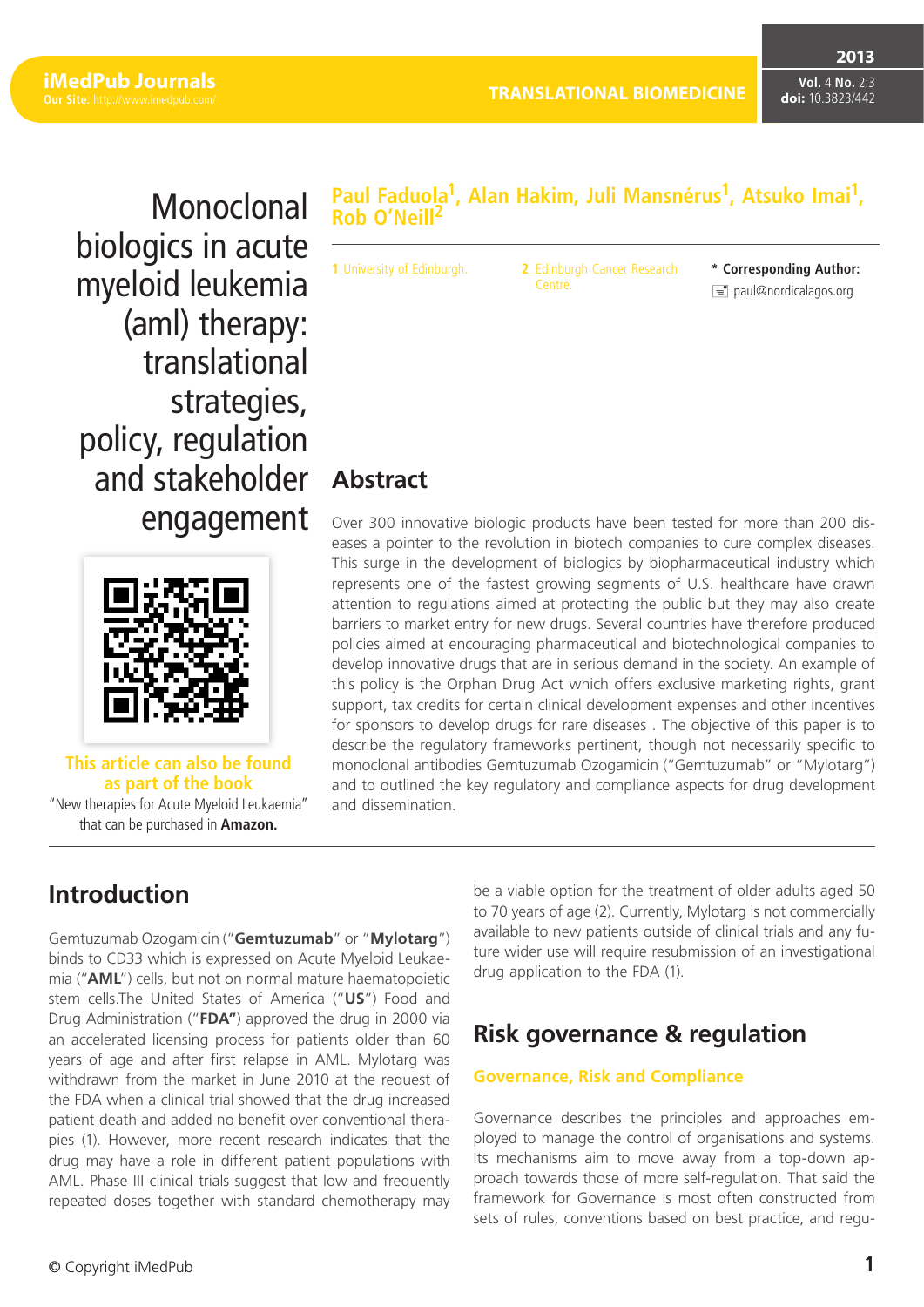# Monoclonal biologics in acute myeloid leukemia (aml) therapy: translational strategies, policy, regulation and stakeholder engagement

**Paul Faduola[1], Alan Hakim, Juli Mansnérus[1], Atsuko Imai[1], Rob O'Neill[2]**

1 University of Edinburgh.

2 Edinburgh Cancer Research Centre.

**\* Corresponding Author:**

paul@nordicalagos.org

This article can also be found as part of the book "New therapies for Acute Myeloid Leukaemia" that can be purchased in **Amazon.**

## Abstract

Over 300 innovative biologic products have been tested for more than 200 diseases as a pointer to the revolution in biotech companies to cure complex diseases. This surge in the development of biologics by biopharmaceutical industry which represents one of the fastest growing segments of U.S. healthcare have drawn attention to regulations aimed at protecting the public but they may also create barriers to market entry for new drugs. Several countries have therefore produced policies aimed at encouraging pharmaceutical and biotechnological companies to develop innovative drugs that are in serious demand in the society. An example of this policy is the Orphan Drug Act which offers exclusive marketing rights, grant support, tax credits for certain clinical development expenses and other incentives for sponsors to develop drugs for rare diseases . The objective of this paper is to describe the regulatory frameworks pertinent, though not necessarily specific to monoclonal antibodies Gemtuzumab Ozogamicin ("Gemtuzumab" or "Mylotarg") and to outlined the key regulatory and compliance aspects for drug development and dissemination.

## Introduction

Gemtuzumab Ozogamicin ("**Gemtuzumab**" or "**Mylotarg**") binds to CD33 which is expressed on Acute Myeloid Leukaemia ("**AML**") cells, but not on normal mature haematopoietic stem cells.The United States of America ("**US**") Food and Drug Administration ("**FDA"**) approved the drug in 2000 via an accelerated licensing process for patients older than 60 years of age and after first relapse in AML. Mylotarg was withdrawn from the market in June 2010 at the request of the FDA when a clinical trial showed that the drug increased patient death and added no benefit over conventional therapies (1). However, more recent research indicates that the drug may have a role in different patient populations with AML. Phase III clinical trials suggest that low and frequently repeated doses together with standard chemotherapy may be a viable option for the treatment of older adults aged 50 to 70 years of age (2). Currently, Mylotarg is not commercially available to new patients outside of clinical trials and any future wider use will require resubmission of an investigational drug application to the FDA (1).

## Risk governance & regulation

### Governance, Risk and Compliance

Governance describes the principles and approaches employed to manage the control of organisations and systems. Its mechanisms aim to move away from a top-down approach towards those of more self-regulation. That said the framework for Governance is most often constructed from sets of rules, conventions based on best practice, and regu-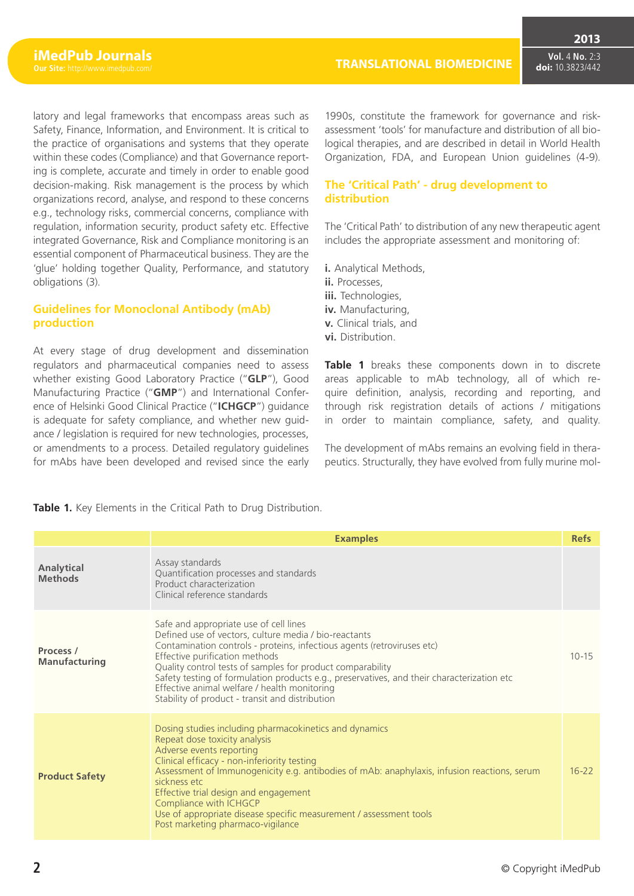latory and legal frameworks that encompass areas such as Safety, Finance, Information, and Environment. It is critical to the practice of organisations and systems that they operate within these codes (Compliance) and that Governance reporting is complete, accurate and timely in order to enable good decision-making. Risk management is the process by which organizations record, analyse, and respond to these concerns e.g., technology risks, commercial concerns, compliance with regulation, information security, product safety etc. Effective integrated Governance, Risk and Compliance monitoring is an essential component of Pharmaceutical business. They are the 'glue' holding together Quality, Performance, and statutory obligations (3).

## Guidelines for Monoclonal Antibody (mAb) production

At every stage of drug development and dissemination regulators and pharmaceutical companies need to assess whether existing Good Laboratory Practice ("**GLP**"), Good Manufacturing Practice ("**GMP**") and International Conference of Helsinki Good Clinical Practice ("**ICHGCP**") guidance is adequate for safety compliance, and whether new guidance / legislation is required for new technologies, processes, or amendments to a process. Detailed regulatory guidelines for mAbs have been developed and revised since the early 1990s, constitute the framework for governance and risk-assessment 'tools' for manufacture and distribution of all biological therapies, and are described in detail in World Health Organization, FDA, and European Union guidelines (4-9).

## The 'Critical Path' - drug development to distribution

The 'Critical Path' to distribution of any new therapeutic agent includes the appropriate assessment and monitoring of:

**i.** Analytical Methods,
**ii.** Processes,
**iii.** Technologies,
**iv.** Manufacturing,
**v.** Clinical trials, and
**vi.** Distribution.

**Table 1** breaks these components down in to discrete areas applicable to mAb technology, all of which require definition, analysis, recording and reporting, and through risk registration details of actions / mitigations in order to maintain compliance, safety, and quality.

The development of mAbs remains an evolving field in therapeutics. Structurally, they have evolved from fully murine mol-

**Table 1.** Key Elements in the Critical Path to Drug Distribution.

| | Examples | Refs |
|---|---|---|
| **Analytical Methods** | Assay standards<br>Quantification processes and standards<br>Product characterization<br>Clinical reference standards | |
| **Process / Manufacturing** | Safe and appropriate use of cell lines<br>Defined use of vectors, culture media / bio-reactants<br>Contamination controls - proteins, infectious agents (retroviruses etc)<br>Effective purification methods<br>Quality control tests of samples for product comparability<br>Safety testing of formulation products e.g., preservatives, and their characterization etc<br>Effective animal welfare / health monitoring<br>Stability of product - transit and distribution | 10-15 |
| **Product Safety** | Dosing studies including pharmacokinetics and dynamics<br>Repeat dose toxicity analysis<br>Adverse events reporting<br>Clinical efficacy - non-inferiority testing<br>Assessment of Immunogenicity e.g. antibodies of mAb: anaphylaxis, infusion reactions, serum sickness etc<br>Effective trial design and engagement<br>Compliance with ICHGCP<br>Use of appropriate disease specific measurement / assessment tools<br>Post marketing pharmaco-vigilance | 16-22 |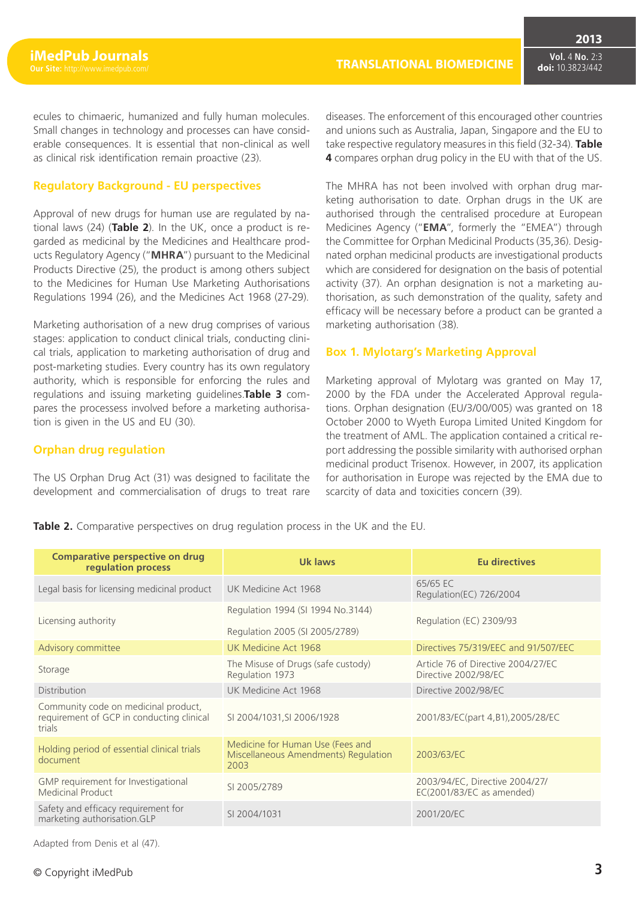ecules to chimaeric, humanized and fully human molecules. Small changes in technology and processes can have considerable consequences. It is essential that non-clinical as well as clinical risk identification remain proactive (23).

## Regulatory Background - EU perspectives

Approval of new drugs for human use are regulated by national laws (24) (**Table 2**). In the UK, once a product is regarded as medicinal by the Medicines and Healthcare products Regulatory Agency ("**MHRA**") pursuant to the Medicinal Products Directive (25), the product is among others subject to the Medicines for Human Use Marketing Authorisations Regulations 1994 (26), and the Medicines Act 1968 (27-29).

Marketing authorisation of a new drug comprises of various stages: application to conduct clinical trials, conducting clinical trials, application to marketing authorisation of drug and post-marketing studies. Every country has its own regulatory authority, which is responsible for enforcing the rules and regulations and issuing marketing guidelines.**Table 3** compares the processes involved before a marketing authorisation is given in the US and EU (30).

## Orphan drug regulation

The US Orphan Drug Act (31) was designed to facilitate the development and commercialisation of drugs to treat rare diseases. The enforcement of this encouraged other countries and unions such as Australia, Japan, Singapore and the EU to take respective regulatory measures in this field (32-34). **Table 4** compares orphan drug policy in the EU with that of the US.

The MHRA has not been involved with orphan drug marketing authorisation to date. Orphan drugs in the UK are authorised through the centralised procedure at European Medicines Agency ("**EMA**", formerly the "EMEA") through the Committee for Orphan Medicinal Products (35,36). Designated orphan medicinal products are investigational products which are considered for designation on the basis of potential activity (37). An orphan designation is not a marketing authorisation, as such demonstration of the quality, safety and efficacy will be necessary before a product can be granted a marketing authorisation (38).

## Box 1. Mylotarg's Marketing Approval

Marketing approval of Mylotarg was granted on May 17, 2000 by the FDA under the Accelerated Approval regulations. Orphan designation (EU/3/00/005) was granted on 18 October 2000 to Wyeth Europa Limited United Kingdom for the treatment of AML. The application contained a critical report addressing the possible similarity with authorised orphan medicinal product Trisenox. However, in 2007, its application for authorisation in Europe was rejected by the EMA due to scarcity of data and toxicities concern (39).

**Table 2.** Comparative perspectives on drug regulation process in the UK and the EU.

| Comparative perspective on drug regulation process | Uk laws | Eu directives |
|---|---|---|
| Legal basis for licensing medicinal product | UK Medicine Act 1968 | 65/65 EC<br>Regulation(EC) 726/2004 |
| Licensing authority | Regulation 1994 (SI 1994 No.3144)<br>Regulation 2005 (SI 2005/2789) | Regulation (EC) 2309/93 |
| Advisory committee | UK Medicine Act 1968 | Directives 75/319/EEC and 91/507/EEC |
| Storage | The Misuse of Drugs (safe custody) Regulation 1973 | Article 76 of Directive 2004/27/EC Directive 2002/98/EC |
| Distribution | UK Medicine Act 1968 | Directive 2002/98/EC |
| Community code on medicinal product, requirement of GCP in conducting clinical trials | SI 2004/1031,SI 2006/1928 | 2001/83/EC(part 4,B1),2005/28/EC |
| Holding period of essential clinical trials document | Medicine for Human Use (Fees and Miscellaneous Amendments) Regulation 2003 | 2003/63/EC |
| GMP requirement for Investigational Medicinal Product | SI 2005/2789 | 2003/94/EC, Directive 2004/27/EC(2001/83/EC as amended) |
| Safety and efficacy requirement for marketing authorisation.GLP | SI 2004/1031 | 2001/20/EC |

Adapted from Denis et al (47).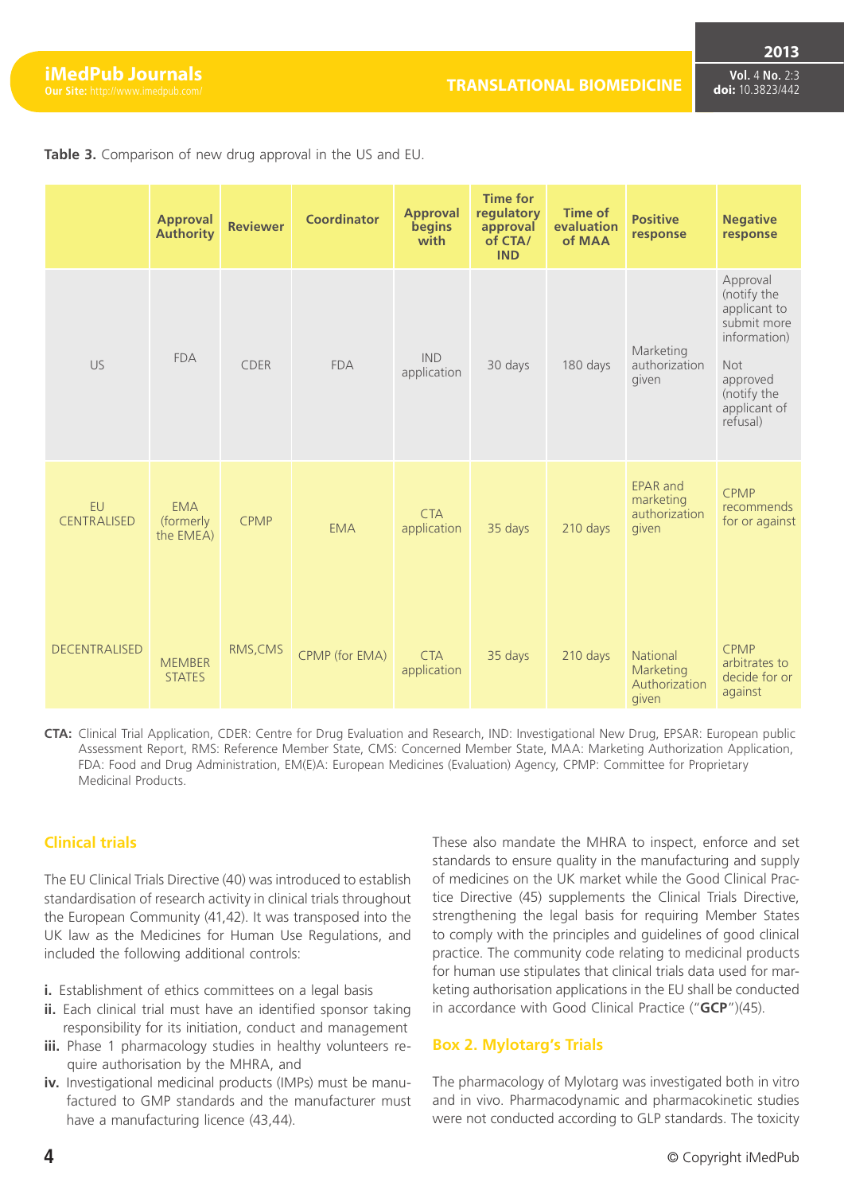**Table 3.** Comparison of new drug approval in the US and EU.

| | Approval Authority | Reviewer | Coordinator | Approval begins with | Time for regulatory approval of CTA/ IND | Time of evaluation of MAA | Positive response | Negative response |
|---|---|---|---|---|---|---|---|---|
| US | FDA | CDER | FDA | IND application | 30 days | 180 days | Marketing authorization given | Approval (notify the applicant to submit more information) Not approved (notify the applicant of refusal) |
| EU CENTRALISED | EMA (formerly the EMEA) | CPMP | EMA | CTA application | 35 days | 210 days | EPAR and marketing authorization given | CPMP recommends for or against |
| DECENTRALISED | MEMBER STATES | RMS,CMS | CPMP (for EMA) | CTA application | 35 days | 210 days | National Marketing Authorization given | CPMP arbitrates to decide for or against |

**CTA:** Clinical Trial Application, CDER: Centre for Drug Evaluation and Research, IND: Investigational New Drug, EPSAR: European public Assessment Report, RMS: Reference Member State, CMS: Concerned Member State, MAA: Marketing Authorization Application, FDA: Food and Drug Administration, EM(E)A: European Medicines (Evaluation) Agency, CPMP: Committee for Proprietary Medicinal Products.

## Clinical trials

The EU Clinical Trials Directive (40) was introduced to establish standardisation of research activity in clinical trials throughout the European Community (41,42). It was transposed into the UK law as the Medicines for Human Use Regulations, and included the following additional controls:

- **i.** Establishment of ethics committees on a legal basis
- **ii.** Each clinical trial must have an identified sponsor taking responsibility for its initiation, conduct and management
- **iii.** Phase 1 pharmacology studies in healthy volunteers require authorisation by the MHRA, and
- **iv.** Investigational medicinal products (IMPs) must be manufactured to GMP standards and the manufacturer must have a manufacturing licence (43,44).

These also mandate the MHRA to inspect, enforce and set standards to ensure quality in the manufacturing and supply of medicines on the UK market while the Good Clinical Practice Directive (45) supplements the Clinical Trials Directive, strengthening the legal basis for requiring Member States to comply with the principles and guidelines of good clinical practice. The community code relating to medicinal products for human use stipulates that clinical trials data used for marketing authorisation applications in the EU shall be conducted in accordance with Good Clinical Practice ("**GCP**")(45).

## Box 2. Mylotarg's Trials

The pharmacology of Mylotarg was investigated both in vitro and in vivo. Pharmacodynamic and pharmacokinetic studies were not conducted according to GLP standards. The toxicity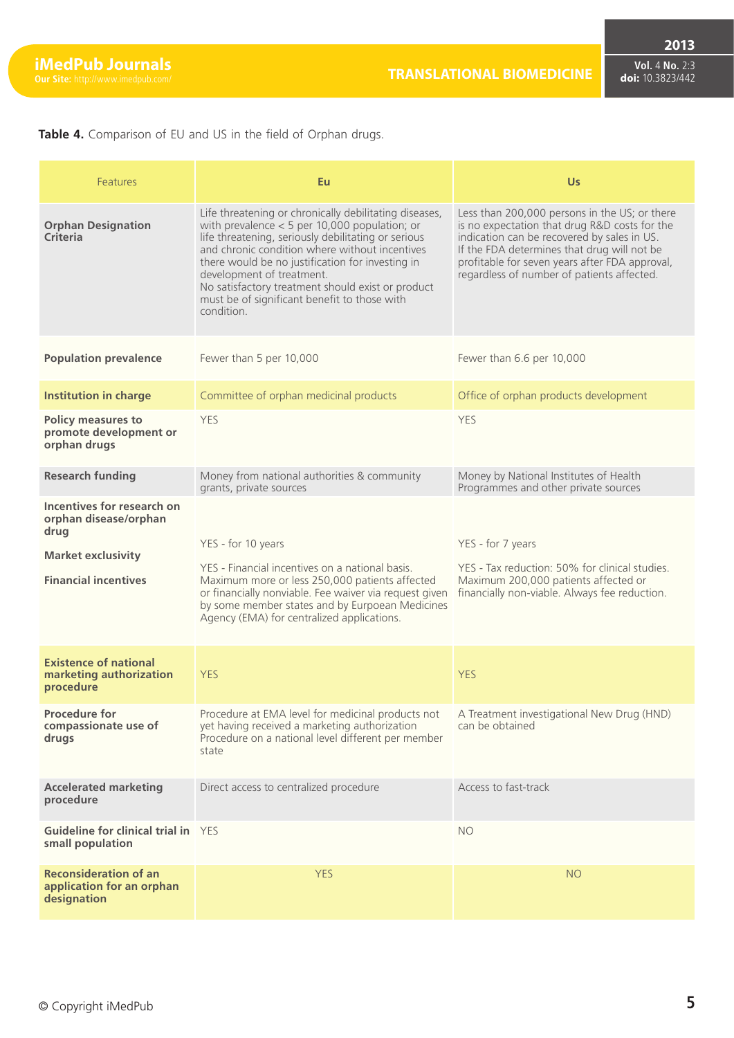**Table 4.** Comparison of EU and US in the field of Orphan drugs.

| Features | Eu | Us |
|---|---|---|
| **Orphan Designation Criteria** | Life threatening or chronically debilitating diseases, with prevalence < 5 per 10,000 population; or life threatening, seriously debilitating or serious and chronic condition where without incentives there would be no justification for investing in development of treatment.<br>No satisfactory treatment should exist or product must be of significant benefit to those with condition. | Less than 200,000 persons in the US; or there is no expectation that drug R&D costs for the indication can be recovered by sales in US.<br>If the FDA determines that drug will not be profitable for seven years after FDA approval, regardless of number of patients affected. |
| **Population prevalence** | Fewer than 5 per 10,000 | Fewer than 6.6 per 10,000 |
| **Institution in charge** | Committee of orphan medicinal products | Office of orphan products development |
| **Policy measures to promote development or orphan drugs** | YES | YES |
| **Research funding** | Money from national authorities & community grants, private sources | Money by National Institutes of Health Programmes and other private sources |
| **Incentives for research on orphan disease/orphan drug** | | |
| **Market exclusivity** | YES - for 10 years | YES - for 7 years |
| **Financial incentives** | YES - Financial incentives on a national basis. Maximum more or less 250,000 patients affected or financially nonviable. Fee waiver via request given by some member states and by Eurpoean Medicines Agency (EMA) for centralized applications. | YES - Tax reduction: 50% for clinical studies. Maximum 200,000 patients affected or financially non-viable. Always fee reduction. |
| **Existence of national marketing authorization procedure** | YES | YES |
| **Procedure for compassionate use of drugs** | Procedure at EMA level for medicinal products not yet having received a marketing authorization<br>Procedure on a national level different per member state | A Treatment investigational New Drug (HND) can be obtained |
| **Accelerated marketing procedure** | Direct access to centralized procedure | Access to fast-track |
| **Guideline for clinical trial in small population** | YES | NO |
| **Reconsideration of an application for an orphan designation** | YES | NO |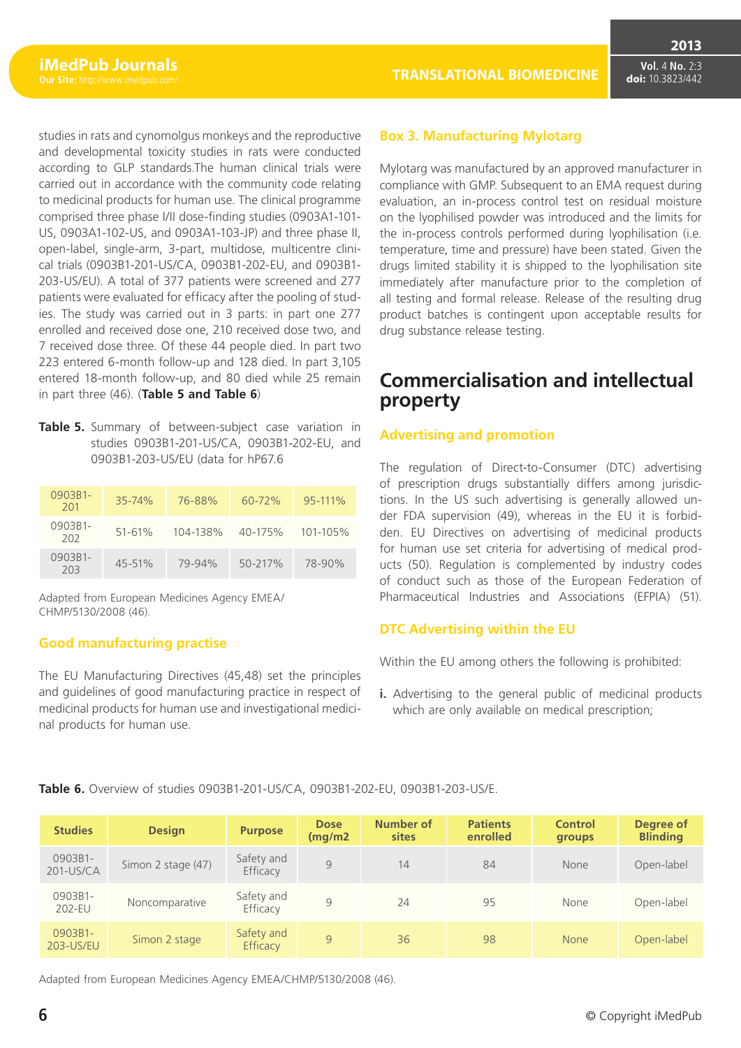studies in rats and cynomolgus monkeys and the reproductive and developmental toxicity studies in rats were conducted according to GLP standards.The human clinical trials were carried out in accordance with the community code relating to medicinal products for human use. The clinical programme comprised three phase I/II dose-finding studies (0903A1-101-US, 0903A1-102-US, and 0903A1-103-JP) and three phase II, open-label, single-arm, 3-part, multidose, multicentre clinical trials (0903B1-201-US/CA, 0903B1-202-EU, and 0903B1-203-US/EU). A total of 377 patients were screened and 277 patients were evaluated for efficacy after the pooling of studies. The study was carried out in 3 parts: in part one 277 enrolled and received dose one, 210 received dose two, and 7 received dose three. Of these 44 people died. In part two 223 entered 6-month follow-up and 128 died. In part 3,105 entered 18-month follow-up, and 80 died while 25 remain in part three (46). (**Table 5 and Table 6**)

**Table 5.** Summary of between-subject case variation in studies 0903B1-201-US/CA, 0903B1-202-EU, and 0903B1-203-US/EU (data for hP67.6

| | | | | |
|---|---|---|---|---|
| 0903B1-201 | 35-74% | 76-88% | 60-72% | 95-111% |
| 0903B1-202 | 51-61% | 104-138% | 40-175% | 101-105% |
| 0903B1-203 | 45-51% | 79-94% | 50-217% | 78-90% |

Adapted from European Medicines Agency EMEA/CHMP/5130/2008 (46).

### Good manufacturing practise

The EU Manufacturing Directives (45,48) set the principles and guidelines of good manufacturing practice in respect of medicinal products for human use and investigational medicinal products for human use.

### Box 3. Manufacturing Mylotarg

Mylotarg was manufactured by an approved manufacturer in compliance with GMP. Subsequent to an EMA request during evaluation, an in-process control test on residual moisture on the lyophilised powder was introduced and the limits for the in-process controls performed during lyophilisation (i.e. temperature, time and pressure) have been stated. Given the drugs limited stability it is shipped to the lyophilisation site immediately after manufacture prior to the completion of all testing and formal release. Release of the resulting drug product batches is contingent upon acceptable results for drug substance release testing.

## Commercialisation and intellectual property

### Advertising and promotion

The regulation of Direct-to-Consumer (DTC) advertising of prescription drugs substantially differs among jurisdictions. In the US such advertising is generally allowed under FDA supervision (49), whereas in the EU it is forbidden. EU Directives on advertising of medicinal products for human use set criteria for advertising of medical products (50). Regulation is complemented by industry codes of conduct such as those of the European Federation of Pharmaceutical Industries and Associations (EFPIA) (51).

### DTC Advertising within the EU

Within the EU among others the following is prohibited:

**i.** Advertising to the general public of medicinal products which are only available on medical prescription;

**Table 6.** Overview of studies 0903B1-201-US/CA, 0903B1-202-EU, 0903B1-203-US/E.

| Studies | Design | Purpose | Dose (mg/m2 | Number of sites | Patients enrolled | Control groups | Degree of Blinding |
|---|---|---|---|---|---|---|---|
| 0903B1-201-US/CA | Simon 2 stage (47) | Safety and Efficacy | 9 | 14 | 84 | None | Open-label |
| 0903B1-202-EU | Noncomparative | Safety and Efficacy | 9 | 24 | 95 | None | Open-label |
| 0903B1-203-US/EU | Simon 2 stage | Safety and Efficacy | 9 | 36 | 98 | None | Open-label |

Adapted from European Medicines Agency EMEA/CHMP/5130/2008 (46).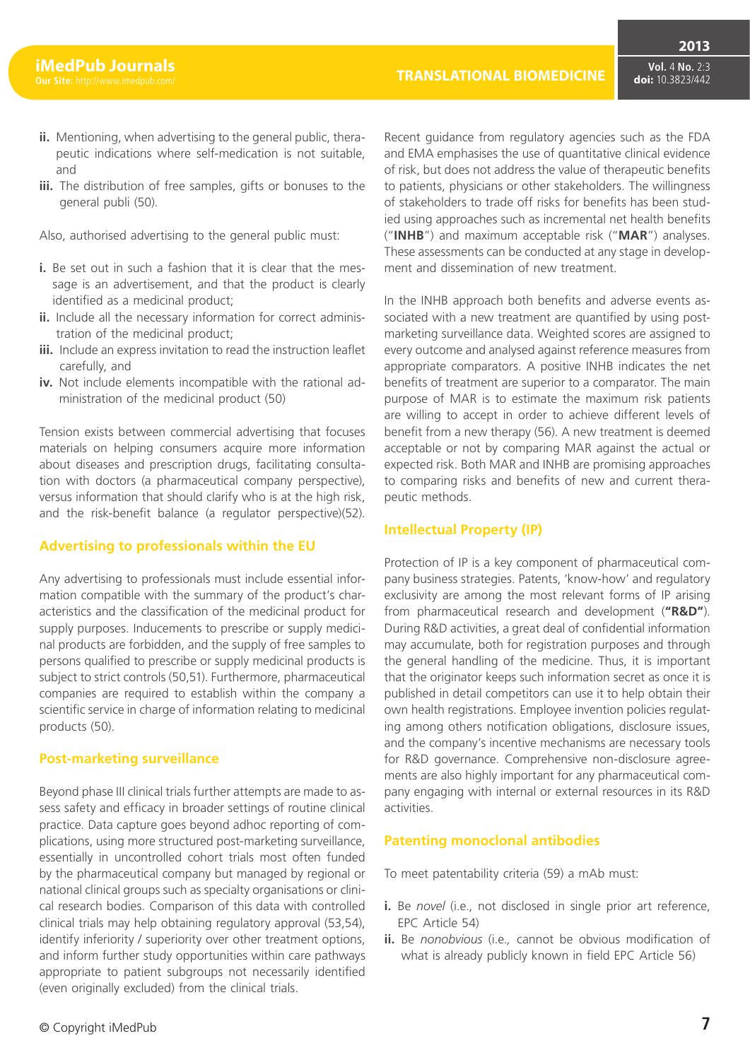ii. Mentioning, when advertising to the general public, therapeutic indications where self-medication is not suitable, and

iii. The distribution of free samples, gifts or bonuses to the general publi (50).

Also, authorised advertising to the general public must:

i. Be set out in such a fashion that it is clear that the message is an advertisement, and that the product is clearly identified as a medicinal product;

ii. Include all the necessary information for correct administration of the medicinal product;

iii. Include an express invitation to read the instruction leaflet carefully, and

iv. Not include elements incompatible with the rational administration of the medicinal product (50)

Tension exists between commercial advertising that focuses materials on helping consumers acquire more information about diseases and prescription drugs, facilitating consultation with doctors (a pharmaceutical company perspective), versus information that should clarify who is at the high risk, and the risk-benefit balance (a regulator perspective)(52).

### Advertising to professionals within the EU

Any advertising to professionals must include essential information compatible with the summary of the product's characteristics and the classification of the medicinal product for supply purposes. Inducements to prescribe or supply medicinal products are forbidden, and the supply of free samples to persons qualified to prescribe or supply medicinal products is subject to strict controls (50,51). Furthermore, pharmaceutical companies are required to establish within the company a scientific service in charge of information relating to medicinal products (50).

### Post-marketing surveillance

Beyond phase III clinical trials further attempts are made to assess safety and efficacy in broader settings of routine clinical practice. Data capture goes beyond adhoc reporting of complications, using more structured post-marketing surveillance, essentially in uncontrolled cohort trials most often funded by the pharmaceutical company but managed by regional or national clinical groups such as specialty organisations or clinical research bodies. Comparison of this data with controlled clinical trials may help obtaining regulatory approval (53,54), identify inferiority / superiority over other treatment options, and inform further study opportunities within care pathways appropriate to patient subgroups not necessarily identified (even originally excluded) from the clinical trials.

Recent guidance from regulatory agencies such as the FDA and EMA emphasises the use of quantitative clinical evidence of risk, but does not address the value of therapeutic benefits to patients, physicians or other stakeholders. The willingness of stakeholders to trade off risks for benefits has been studied using approaches such as incremental net health benefits ("**INHB**") and maximum acceptable risk ("**MAR**") analyses. These assessments can be conducted at any stage in development and dissemination of new treatment.

In the INHB approach both benefits and adverse events associated with a new treatment are quantified by using post-marketing surveillance data. Weighted scores are assigned to every outcome and analysed against reference measures from appropriate comparators. A positive INHB indicates the net benefits of treatment are superior to a comparator. The main purpose of MAR is to estimate the maximum risk patients are willing to accept in order to achieve different levels of benefit from a new therapy (56). A new treatment is deemed acceptable or not by comparing MAR against the actual or expected risk. Both MAR and INHB are promising approaches to comparing risks and benefits of new and current therapeutic methods.

### Intellectual Property (IP)

Protection of IP is a key component of pharmaceutical company business strategies. Patents, 'know-how' and regulatory exclusivity are among the most relevant forms of IP arising from pharmaceutical research and development (**"R&D"**). During R&D activities, a great deal of confidential information may accumulate, both for registration purposes and through the general handling of the medicine. Thus, it is important that the originator keeps such information secret as once it is published in detail competitors can use it to help obtain their own health registrations. Employee invention policies regulating among others notification obligations, disclosure issues, and the company's incentive mechanisms are necessary tools for R&D governance. Comprehensive non-disclosure agreements are also highly important for any pharmaceutical company engaging with internal or external resources in its R&D activities.

### Patenting monoclonal antibodies

To meet patentability criteria (59) a mAb must:

i. Be *novel* (i.e., not disclosed in single prior art reference, EPC Article 54)

ii. Be *nonobvious* (i.e., cannot be obvious modification of what is already publicly known in field EPC Article 56)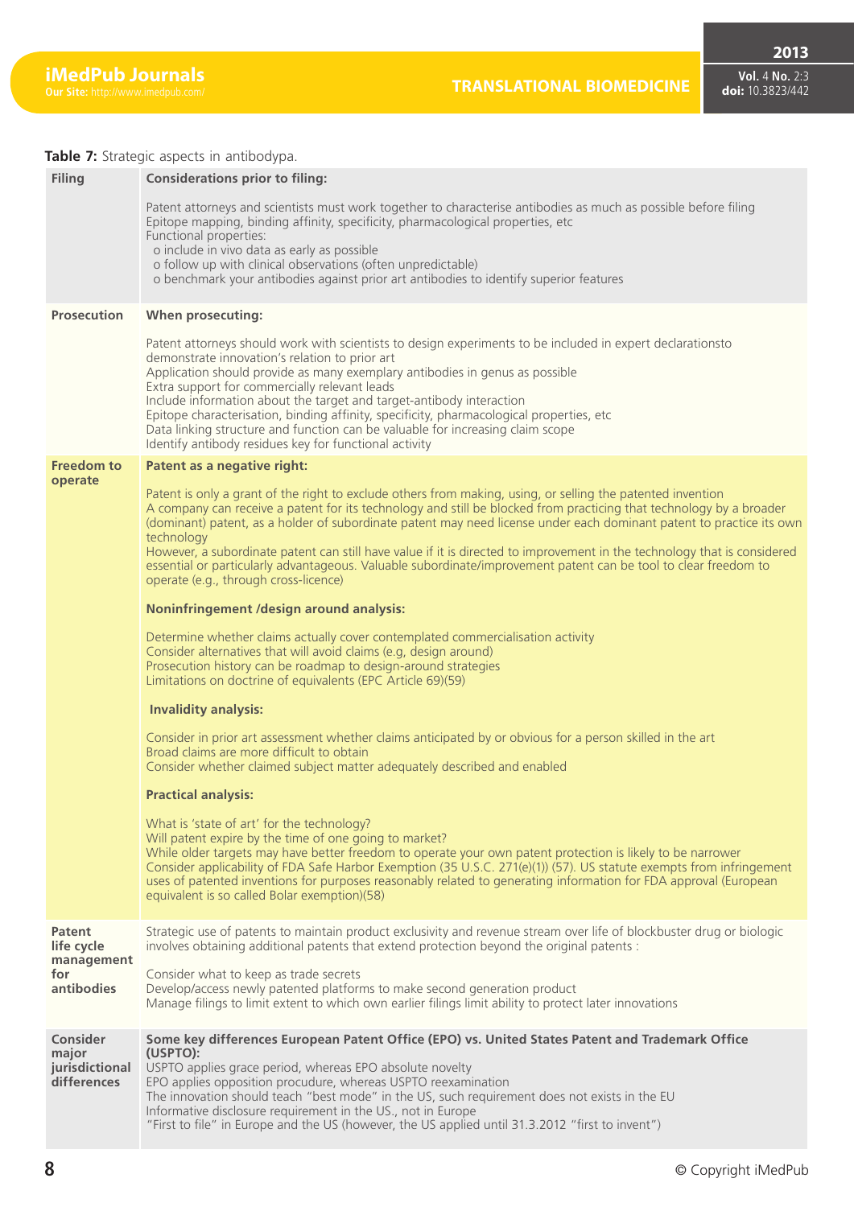**Table 7:** Strategic aspects in antibodypa.

| | |
|---|---|
| **Filing** | **Considerations prior to filing:**<br><br>Patent attorneys and scientists must work together to characterise antibodies as much as possible before filing<br>Epitope mapping, binding affinity, specificity, pharmacological properties, etc<br>Functional properties:<br>o include in vivo data as early as possible<br>o follow up with clinical observations (often unpredictable)<br>o benchmark your antibodies against prior art antibodies to identify superior features |
| **Prosecution** | **When prosecuting:**<br><br>Patent attorneys should work with scientists to design experiments to be included in expert declarationsto demonstrate innovation's relation to prior art<br>Application should provide as many exemplary antibodies in genus as possible<br>Extra support for commercially relevant leads<br>Include information about the target and target-antibody interaction<br>Epitope characterisation, binding affinity, specificity, pharmacological properties, etc<br>Data linking structure and function can be valuable for increasing claim scope<br>Identify antibody residues key for functional activity |
| **Freedom to operate** | **Patent as a negative right:**<br><br>Patent is only a grant of the right to exclude others from making, using, or selling the patented invention<br>A company can receive a patent for its technology and still be blocked from practicing that technology by a broader (dominant) patent, as a holder of subordinate patent may need license under each dominant patent to practice its own technology<br>However, a subordinate patent can still have value if it is directed to improvement in the technology that is considered essential or particularly advantageous. Valuable subordinate/improvement patent can be tool to clear freedom to operate (e.g., through cross-licence)<br><br>**Noninfringement /design around analysis:**<br><br>Determine whether claims actually cover contemplated commercialisation activity<br>Consider alternatives that will avoid claims (e.g, design around)<br>Prosecution history can be roadmap to design-around strategies<br>Limitations on doctrine of equivalents (EPC Article 69)(59)<br><br>**Invalidity analysis:**<br><br>Consider in prior art assessment whether claims anticipated by or obvious for a person skilled in the art<br>Broad claims are more difficult to obtain<br>Consider whether claimed subject matter adequately described and enabled<br><br>**Practical analysis:**<br><br>What is 'state of art' for the technology?<br>Will patent expire by the time of one going to market?<br>While older targets may have better freedom to operate your own patent protection is likely to be narrower<br>Consider applicability of FDA Safe Harbor Exemption (35 U.S.C. 271(e)(1)) (57). US statute exempts from infringement uses of patented inventions for purposes reasonably related to generating information for FDA approval (European equivalent is so called Bolar exemption)(58) |
| **Patent life cycle management for antibodies** | Strategic use of patents to maintain product exclusivity and revenue stream over life of blockbuster drug or biologic involves obtaining additional patents that extend protection beyond the original patents :<br><br>Consider what to keep as trade secrets<br>Develop/access newly patented platforms to make second generation product<br>Manage filings to limit extent to which own earlier filings limit ability to protect later innovations |
| **Consider major jurisdictional differences** | **Some key differences European Patent Office (EPO) vs. United States Patent and Trademark Office (USPTO):**<br>USPTO applies grace period, whereas EPO absolute novelty<br>EPO applies opposition procudure, whereas USPTO reexamination<br>The innovation should teach "best mode" in the US, such requirement does not exists in the EU<br>Informative disclosure requirement in the US., not in Europe<br>"First to file" in Europe and the US (however, the US applied until 31.3.2012 "first to invent") |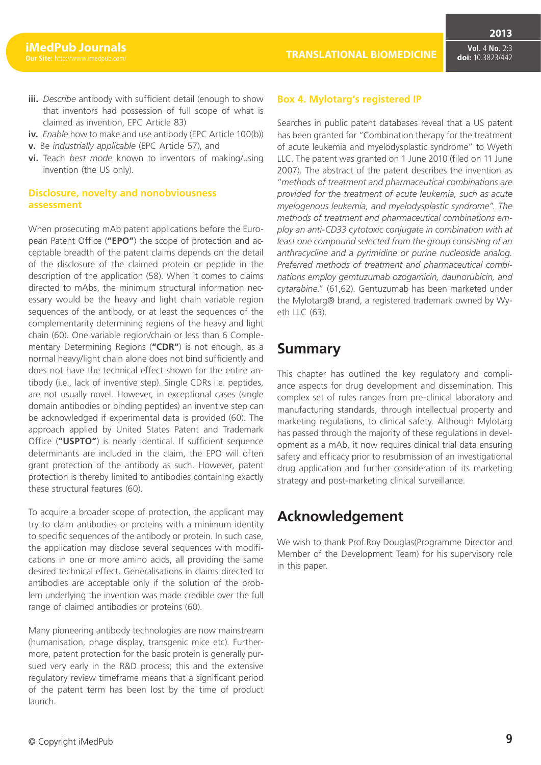**iii.** *Describe* antibody with sufficient detail (enough to show that inventors had possession of full scope of what is claimed as invention, EPC Article 83)

**iv.** *Enable* how to make and use antibody (EPC Article 100(b))

**v.** Be *industrially applicable* (EPC Article 57), and

**vi.** Teach *best mode* known to inventors of making/using invention (the US only).

### Disclosure, novelty and nonobviousness assessment

When prosecuting mAb patent applications before the European Patent Office (**"EPO"**) the scope of protection and acceptable breadth of the patent claims depends on the detail of the disclosure of the claimed protein or peptide in the description of the application (58). When it comes to claims directed to mAbs, the minimum structural information necessary would be the heavy and light chain variable region sequences of the antibody, or at least the sequences of the complementarity determining regions of the heavy and light chain (60). One variable region/chain or less than 6 Complementary Determining Regions (**"CDR"**) is not enough, as a normal heavy/light chain alone does not bind sufficiently and does not have the technical effect shown for the entire antibody (i.e., lack of inventive step). Single CDRs i.e. peptides, are not usually novel. However, in exceptional cases (single domain antibodies or binding peptides) an inventive step can be acknowledged if experimental data is provided (60). The approach applied by United States Patent and Trademark Office (**"USPTO"**) is nearly identical. If sufficient sequence determinants are included in the claim, the EPO will often grant protection of the antibody as such. However, patent protection is thereby limited to antibodies containing exactly these structural features (60).

To acquire a broader scope of protection, the applicant may try to claim antibodies or proteins with a minimum identity to specific sequences of the antibody or protein. In such case, the application may disclose several sequences with modifications in one or more amino acids, all providing the same desired technical effect. Generalisations in claims directed to antibodies are acceptable only if the solution of the problem underlying the invention was made credible over the full range of claimed antibodies or proteins (60).

Many pioneering antibody technologies are now mainstream (humanisation, phage display, transgenic mice etc). Furthermore, patent protection for the basic protein is generally pursued very early in the R&D process; this and the extensive regulatory review timeframe means that a significant period of the patent term has been lost by the time of product launch.

### Box 4. Mylotarg's registered IP

Searches in public patent databases reveal that a US patent has been granted for "Combination therapy for the treatment of acute leukemia and myelodysplastic syndrome" to Wyeth LLC. The patent was granted on 1 June 2010 (filed on 11 June 2007). The abstract of the patent describes the invention as "*methods of treatment and pharmaceutical combinations are provided for the treatment of acute leukemia, such as acute myelogenous leukemia, and myelodysplastic syndrome". The methods of treatment and pharmaceutical combinations employ an anti-CD33 cytotoxic conjugate in combination with at least one compound selected from the group consisting of an anthracycline and a pyrimidine or purine nucleoside analog. Preferred methods of treatment and pharmaceutical combinations employ gemtuzumab ozogamicin, daunorubicin, and cytarabine.*" (61,62). Gentuzumab has been marketed under the Mylotarg® brand, a registered trademark owned by Wyeth LLC (63).

## Summary

This chapter has outlined the key regulatory and compliance aspects for drug development and dissemination. This complex set of rules ranges from pre-clinical laboratory and manufacturing standards, through intellectual property and marketing regulations, to clinical safety. Although Mylotarg has passed through the majority of these regulations in development as a mAb, it now requires clinical trial data ensuring safety and efficacy prior to resubmission of an investigational drug application and further consideration of its marketing strategy and post-marketing clinical surveillance.

## Acknowledgement

We wish to thank Prof.Roy Douglas(Programme Director and Member of the Development Team) for his supervisory role in this paper.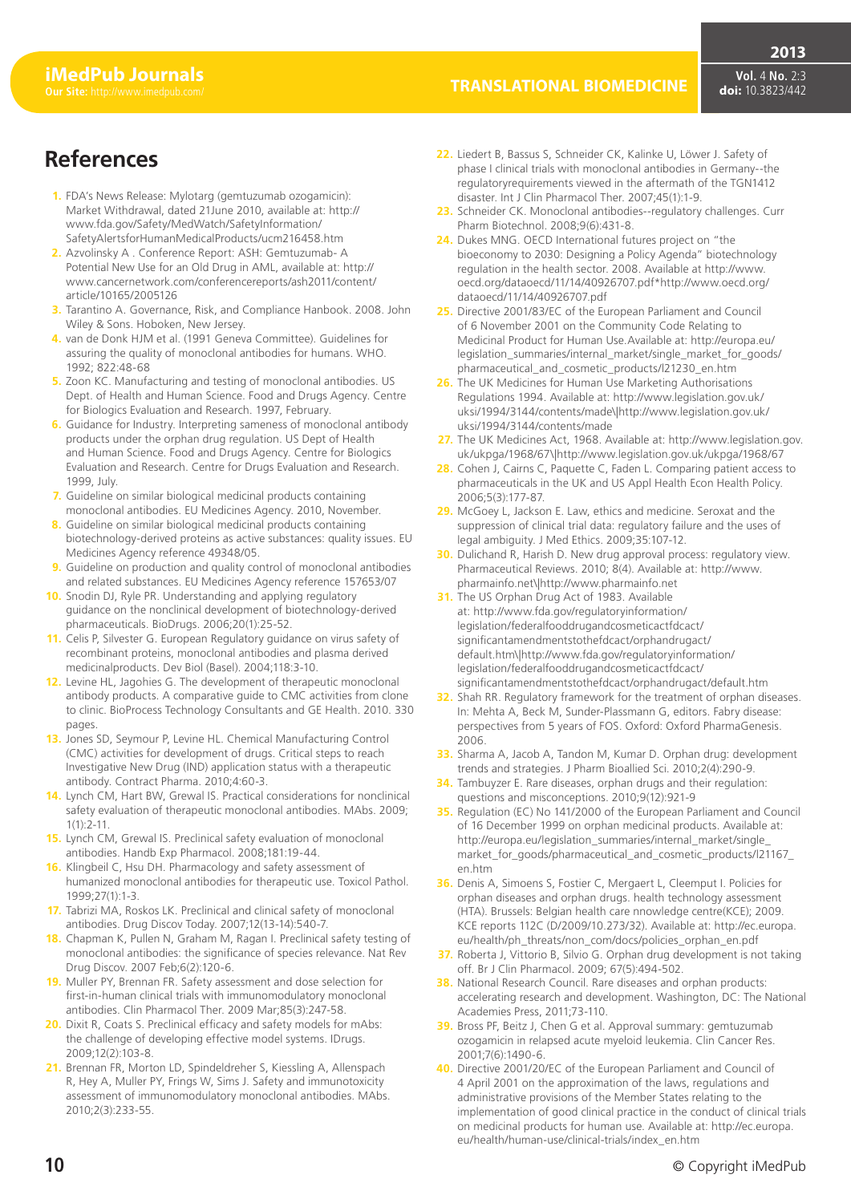# References

1. FDA's News Release: Mylotarg (gemtuzumab ozogamicin): Market Withdrawal, dated 21June 2010, available at: http://www.fda.gov/Safety/MedWatch/SafetyInformation/SafetyAlertsforHumanMedicalProducts/ucm216458.htm
2. Azvolinsky A . Conference Report: ASH: Gemtuzumab- A Potential New Use for an Old Drug in AML, available at: http://www.cancernetwork.com/conferencereports/ash2011/content/article/10165/2005126
3. Tarantino A. Governance, Risk, and Compliance Hanbook. 2008. John Wiley & Sons. Hoboken, New Jersey.
4. van de Donk HJM et al. (1991 Geneva Committee). Guidelines for assuring the quality of monoclonal antibodies for humans. WHO. 1992; 822:48-68
5. Zoon KC. Manufacturing and testing of monoclonal antibodies. US Dept. of Health and Human Science. Food and Drugs Agency. Centre for Biologics Evaluation and Research. 1997, February.
6. Guidance for Industry. Interpreting sameness of monoclonal antibody products under the orphan drug regulation. US Dept of Health and Human Science. Food and Drugs Agency. Centre for Biologics Evaluation and Research. Centre for Drugs Evaluation and Research. 1999, July.
7. Guideline on similar biological medicinal products containing monoclonal antibodies. EU Medicines Agency. 2010, November.
8. Guideline on similar biological medicinal products containing biotechnology-derived proteins as active substances: quality issues. EU Medicines Agency reference 49348/05.
9. Guideline on production and quality control of monoclonal antibodies and related substances. EU Medicines Agency reference 157653/07
10. Snodin DJ, Ryle PR. Understanding and applying regulatory guidance on the nonclinical development of biotechnology-derived pharmaceuticals. BioDrugs. 2006;20(1):25-52.
11. Celis P, Silvester G. European Regulatory guidance on virus safety of recombinant proteins, monoclonal antibodies and plasma derived medicinalproducts. Dev Biol (Basel). 2004;118:3-10.
12. Levine HL, Jagohies G. The development of therapeutic monoclonal antibody products. A comparative guide to CMC activities from clone to clinic. BioProcess Technology Consultants and GE Health. 2010. 330 pages.
13. Jones SD, Seymour P, Levine HL. Chemical Manufacturing Control (CMC) activities for development of drugs. Critical steps to reach Investigative New Drug (IND) application status with a therapeutic antibody. Contract Pharma. 2010;4:60-3.
14. Lynch CM, Hart BW, Grewal IS. Practical considerations for nonclinical safety evaluation of therapeutic monoclonal antibodies. MAbs. 2009; 1(1):2-11.
15. Lynch CM, Grewal IS. Preclinical safety evaluation of monoclonal antibodies. Handb Exp Pharmacol. 2008;181:19-44.
16. Klingbeil C, Hsu DH. Pharmacology and safety assessment of humanized monoclonal antibodies for therapeutic use. Toxicol Pathol. 1999;27(1):1-3.
17. Tabrizi MA, Roskos LK. Preclinical and clinical safety of monoclonal antibodies. Drug Discov Today. 2007;12(13-14):540-7.
18. Chapman K, Pullen N, Graham M, Ragan I. Preclinical safety testing of monoclonal antibodies: the significance of species relevance. Nat Rev Drug Discov. 2007 Feb;6(2):120-6.
19. Muller PY, Brennan FR. Safety assessment and dose selection for first-in-human clinical trials with immunomodulatory monoclonal antibodies. Clin Pharmacol Ther. 2009 Mar;85(3):247-58.
20. Dixit R, Coats S. Preclinical efficacy and safety models for mAbs: the challenge of developing effective model systems. IDrugs. 2009;12(2):103-8.
21. Brennan FR, Morton LD, Spindeldreher S, Kiessling A, Allenspach R, Hey A, Muller PY, Frings W, Sims J. Safety and immunotoxicity assessment of immunomodulatory monoclonal antibodies. MAbs. 2010;2(3):233-55.
22. Liedert B, Bassus S, Schneider CK, Kalinke U, Löwer J. Safety of phase I clinical trials with monoclonal antibodies in Germany--the regulatoryrequirements viewed in the aftermath of the TGN1412 disaster. Int J Clin Pharmacol Ther. 2007;45(1):1-9.
23. Schneider CK. Monoclonal antibodies--regulatory challenges. Curr Pharm Biotechnol. 2008;9(6):431-8.
24. Dukes MNG. OECD International futures project on "the bioeconomy to 2030: Designing a Policy Agenda" biotechnology regulation in the health sector. 2008. Available at http://www.oecd.org/dataoecd/11/14/40926707.pdf*http://www.oecd.org/dataoecd/11/14/40926707.pdf
25. Directive 2001/83/EC of the European Parliament and Council of 6 November 2001 on the Community Code Relating to Medicinal Product for Human Use.Available at: http://europa.eu/legislation_summaries/internal_market/single_market_for_goods/pharmaceutical_and_cosmetic_products/l21230_en.htm
26. The UK Medicines for Human Use Marketing Authorisations Regulations 1994. Available at: http://www.legislation.gov.uk/uksi/1994/3144/contents/made\|http://www.legislation.gov.uk/uksi/1994/3144/contents/made
27. The UK Medicines Act, 1968. Available at: http://www.legislation.gov.uk/ukpga/1968/67\|http://www.legislation.gov.uk/ukpga/1968/67
28. Cohen J, Cairns C, Paquette C, Faden L. Comparing patient access to pharmaceuticals in the UK and US Appl Health Econ Health Policy. 2006;5(3):177-87.
29. McGoey L, Jackson E. Law, ethics and medicine. Seroxat and the suppression of clinical trial data: regulatory failure and the uses of legal ambiguity. J Med Ethics. 2009;35:107-12.
30. Dulichand R, Harish D. New drug approval process: regulatory view. Pharmaceutical Reviews. 2010; 8(4). Available at: http://www.pharmainfo.net\|http://www.pharmainfo.net
31. The US Orphan Drug Act of 1983. Available at: http://www.fda.gov/regulatoryinformation/legislation/federalfooddrugandcosmeticactfdcact/significantamendmentstothefdcact/orphandrugact/default.htm\|http://www.fda.gov/regulatoryinformation/legislation/federalfooddrugandcosmeticactfdcact/significantamendmentstothefdcact/orphandrugact/default.htm
32. Shah RR. Regulatory framework for the treatment of orphan diseases. In: Mehta A, Beck M, Sunder-Plassmann G, editors. Fabry disease: perspectives from 5 years of FOS. Oxford: Oxford PharmaGenesis. 2006.
33. Sharma A, Jacob A, Tandon M, Kumar D. Orphan drug: development trends and strategies. J Pharm Bioallied Sci. 2010;2(4):290-9.
34. Tambuyzer E. Rare diseases, orphan drugs and their regulation: questions and misconceptions. 2010;9(12):921-9
35. Regulation (EC) No 141/2000 of the European Parliament and Council of 16 December 1999 on orphan medicinal products. Available at: http://europa.eu/legislation_summaries/internal_market/single_market_for_goods/pharmaceutical_and_cosmetic_products/l21167_en.htm
36. Denis A, Simoens S, Fostier C, Mergaert L, Cleemput I. Policies for orphan diseases and orphan drugs. health technology assessment (HTA). Brussels: Belgian health care nnowledge centre(KCE); 2009. KCE reports 112C (D/2009/10.273/32). Available at: http://ec.europa.eu/health/ph_threats/non_com/docs/policies_orphan_en.pdf
37. Roberta J, Vittorio B, Silvio G. Orphan drug development is not taking off. Br J Clin Pharmacol. 2009; 67(5):494-502.
38. National Research Council. Rare diseases and orphan products: accelerating research and development. Washington, DC: The National Academies Press, 2011;73-110.
39. Bross PF, Beitz J, Chen G et al. Approval summary: gemtuzumab ozogamicin in relapsed acute myeloid leukemia. Clin Cancer Res. 2001;7(6):1490-6.
40. Directive 2001/20/EC of the European Parliament and Council of 4 April 2001 on the approximation of the laws, regulations and administrative provisions of the Member States relating to the implementation of good clinical practice in the conduct of clinical trials on medicinal products for human use. Available at: http://ec.europa.eu/health/human-use/clinical-trials/index_en.htm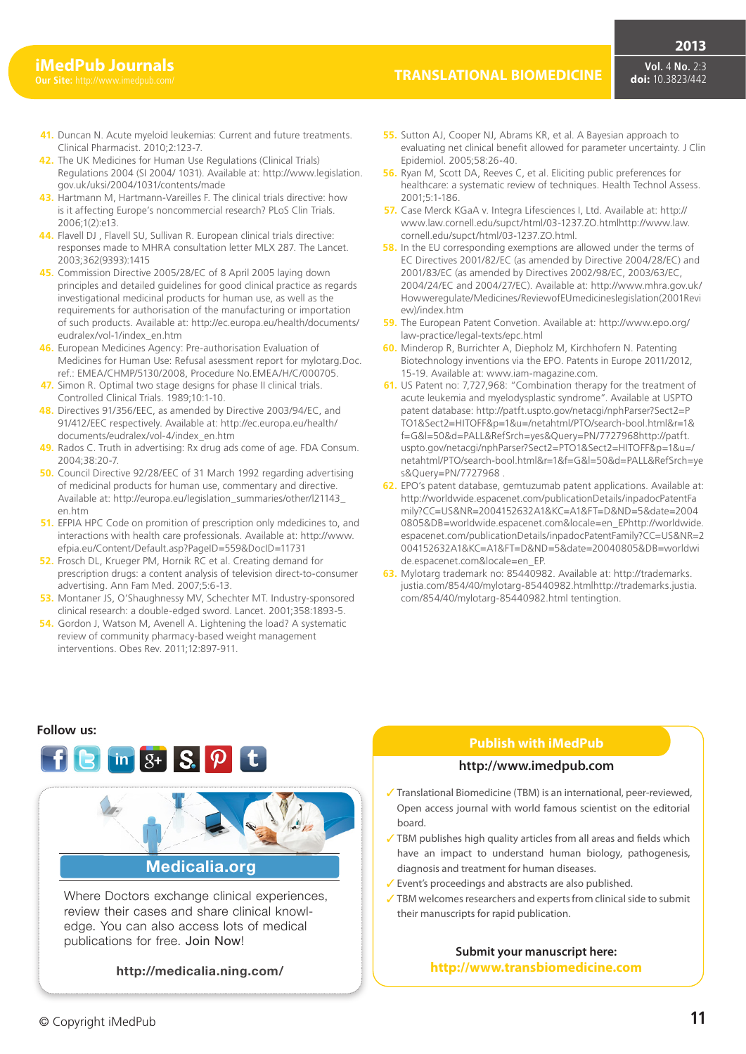41. Duncan N. Acute myeloid leukemias: Current and future treatments. Clinical Pharmacist. 2010;2:123-7.
42. The UK Medicines for Human Use Regulations (Clinical Trials) Regulations 2004 (SI 2004/ 1031). Available at: http://www.legislation.gov.uk/uksi/2004/1031/contents/made
43. Hartmann M, Hartmann-Vareilles F. The clinical trials directive: how is it affecting Europe's noncommercial research? PLoS Clin Trials. 2006;1(2):e13.
44. Flavell DJ , Flavell SU, Sullivan R. European clinical trials directive: responses made to MHRA consultation letter MLX 287. The Lancet. 2003;362(9393):1415
45. Commission Directive 2005/28/EC of 8 April 2005 laying down principles and detailed guidelines for good clinical practice as regards investigational medicinal products for human use, as well as the requirements for authorisation of the manufacturing or importation of such products. Available at: http://ec.europa.eu/health/documents/eudralex/vol-1/index_en.htm
46. European Medicines Agency: Pre-authorisation Evaluation of Medicines for Human Use: Refusal assessment report for mylotarg.Doc. ref.: EMEA/CHMP/5130/2008, Procedure No.EMEA/H/C/000705.
47. Simon R. Optimal two stage designs for phase II clinical trials. Controlled Clinical Trials. 1989;10:1-10.
48. Directives 91/356/EEC, as amended by Directive 2003/94/EC, and 91/412/EEC respectively. Available at: http://ec.europa.eu/health/documents/eudralex/vol-4/index_en.htm
49. Rados C. Truth in advertising: Rx drug ads come of age. FDA Consum. 2004;38:20-7.
50. Council Directive 92/28/EEC of 31 March 1992 regarding advertising of medicinal products for human use, commentary and directive. Available at: http://europa.eu/legislation_summaries/other/l21143_en.htm
51. EFPIA HPC Code on promition of prescription only mdedicines to, and interactions with health care professionals. Available at: http://www.efpia.eu/Content/Default.asp?PageID=559&DocID=11731
52. Frosch DL, Krueger PM, Hornik RC et al. Creating demand for prescription drugs: a content analysis of television direct-to-consumer advertising. Ann Fam Med. 2007;5:6-13.
53. Montaner JS, O'Shaughnessy MV, Schechter MT. Industry-sponsored clinical research: a double-edged sword. Lancet. 2001;358:1893-5.
54. Gordon J, Watson M, Avenell A. Lightening the load? A systematic review of community pharmacy-based weight management interventions. Obes Rev. 2011;12:897-911.
55. Sutton AJ, Cooper NJ, Abrams KR, et al. A Bayesian approach to evaluating net clinical benefit allowed for parameter uncertainty. J Clin Epidemiol. 2005;58:26-40.
56. Ryan M, Scott DA, Reeves C, et al. Eliciting public preferences for healthcare: a systematic review of techniques. Health Technol Assess. 2001;5:1-186.
57. Case Merck KGaA v. Integra Lifesciences I, Ltd. Available at: http://www.law.cornell.edu/supct/html/03-1237.ZO.htmlhttp://www.law.cornell.edu/supct/html/03-1237.ZO.html.
58. In the EU corresponding exemptions are allowed under the terms of EC Directives 2001/82/EC (as amended by Directive 2004/28/EC) and 2001/83/EC (as amended by Directives 2002/98/EC, 2003/63/EC, 2004/24/EC and 2004/27/EC). Available at: http://www.mhra.gov.uk/Howweregulate/Medicines/ReviewofEUmedicineslegislation(2001Review)/index.htm
59. The European Patent Convetion. Available at: http://www.epo.org/law-practice/legal-texts/epc.html
60. Minderop R, Burrichter A, Diepholz M, Kirchhofern N. Patenting Biotechnology inventions via the EPO. Patents in Europe 2011/2012, 15-19. Available at: www.iam-magazine.com.
61. US Patent no: 7,727,968: "Combination therapy for the treatment of acute leukemia and myelodysplastic syndrome". Available at USPTO patent database: http://patft.uspto.gov/netacgi/nphParser?Sect2=PTO1&Sect2=HITOFF&p=1&u=/netahtml/PTO/search-bool.html&r=1&f=G&l=50&d=PALL&RefSrch=yes&Query=PN/7727968http://patft.uspto.gov/netacgi/nphParser?Sect2=PTO1&Sect2=HITOFF&p=1&u=/netahtml/PTO/search-bool.html&r=1&f=G&l=50&d=PALL&RefSrch=yes&Query=PN/7727968 .
62. EPO's patent database, gemtuzumab patent applications. Available at: http://worldwide.espacenet.com/publicationDetails/inpadocPatentFamily?CC=US&NR=2004152632A1&KC=A1&FT=D&ND=5&date=20040805&DB=worldwide.espacenet.com&locale=en_EPhttp://worldwide.espacenet.com/publicationDetails/inpadocPatentFamily?CC=US&NR=2004152632A1&KC=A1&FT=D&ND=5&date=20040805&DB=worldwide.espacenet.com&locale=en_EP.
63. Mylotarg trademark no: 85440982. Available at: http://trademarks.justia.com/854/40/mylotarg-85440982.htmlhttp://trademarks.justia.com/854/40/mylotarg-85440982.html tentingtion.

**Follow us:**

**Medicalia.org**

Where Doctors exchange clinical experiences, review their cases and share clinical knowledge. You can also access lots of medical publications for free. Join Now!

**http://medicalia.ning.com/**

**Publish with iMedPub**

**http://www.imedpub.com**

- ✓ Translational Biomedicine (TBM) is an international, peer-reviewed, Open access journal with world famous scientist on the editorial board.
- ✓ TBM publishes high quality articles from all areas and fields which have an impact to understand human biology, pathogenesis, diagnosis and treatment for human diseases.
- ✓ Event's proceedings and abstracts are also published.
- ✓ TBM welcomes researchers and experts from clinical side to submit their manuscripts for rapid publication.

**Submit your manuscript here:**
**http://www.transbiomedicine.com**